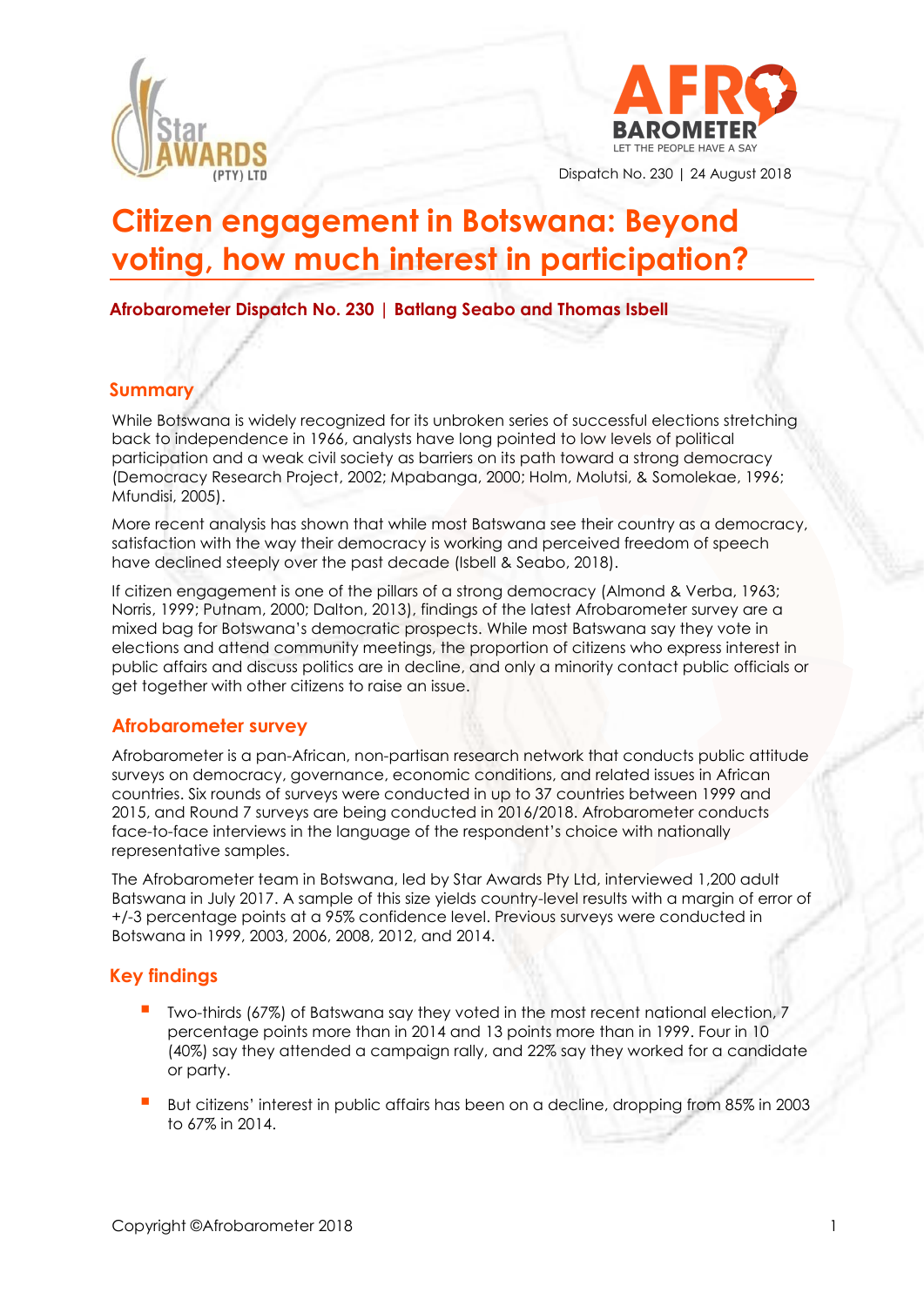Dispatch No. 230 | 24 August 2018

# Citizen engagement in Botswana: Beyond voting, how much interest in participation?

**Afrobarometer Dispatch No. 230 | Batlang Seabo and Thomas Isbell**

## Summary

While Botswana is widely recognized for its unbroken series of successful elections stretching back to independence in 1966, analysts have long pointed to low levels of political participation and a weak civil society as barriers on its path toward a strong democracy (Democracy Research Project, 2002; Mpabanga, 2000; Holm, Molutsi, & Somolekae, 1996; Mfundisi, 2005).

More recent analysis has shown that while most Batswana see their country as a democracy, satisfaction with the way their democracy is working and perceived freedom of speech have declined steeply over the past decade (Isbell & Seabo, 2018).

If citizen engagement is one of the pillars of a strong democracy (Almond & Verba, 1963; Norris, 1999; Putnam, 2000; Dalton, 2013), findings of the latest Afrobarometer survey are a mixed bag for Botswana's democratic prospects. While most Batswana say they vote in elections and attend community meetings, the proportion of citizens who express interest in public affairs and discuss politics are in decline, and only a minority contact public officials or get together with other citizens to raise an issue.

## Afrobarometer survey

Afrobarometer is a pan-African, non-partisan research network that conducts public attitude surveys on democracy, governance, economic conditions, and related issues in African countries. Six rounds of surveys were conducted in up to 37 countries between 1999 and 2015, and Round 7 surveys are being conducted in 2016/2018. Afrobarometer conducts face-to-face interviews in the language of the respondent's choice with nationally representative samples.

The Afrobarometer team in Botswana, led by Star Awards Pty Ltd, interviewed 1,200 adult Batswana in July 2017. A sample of this size yields country-level results with a margin of error of +/-3 percentage points at a 95% confidence level. Previous surveys were conducted in Botswana in 1999, 2003, 2006, 2008, 2012, and 2014.

## Key findings

- Two-thirds (67%) of Batswana say they voted in the most recent national election, 7 percentage points more than in 2014 and 13 points more than in 1999. Four in 10 (40%) say they attended a campaign rally, and 22% say they worked for a candidate or party.
- But citizens' interest in public affairs has been on a decline, dropping from 85% in 2003 to 67% in 2014.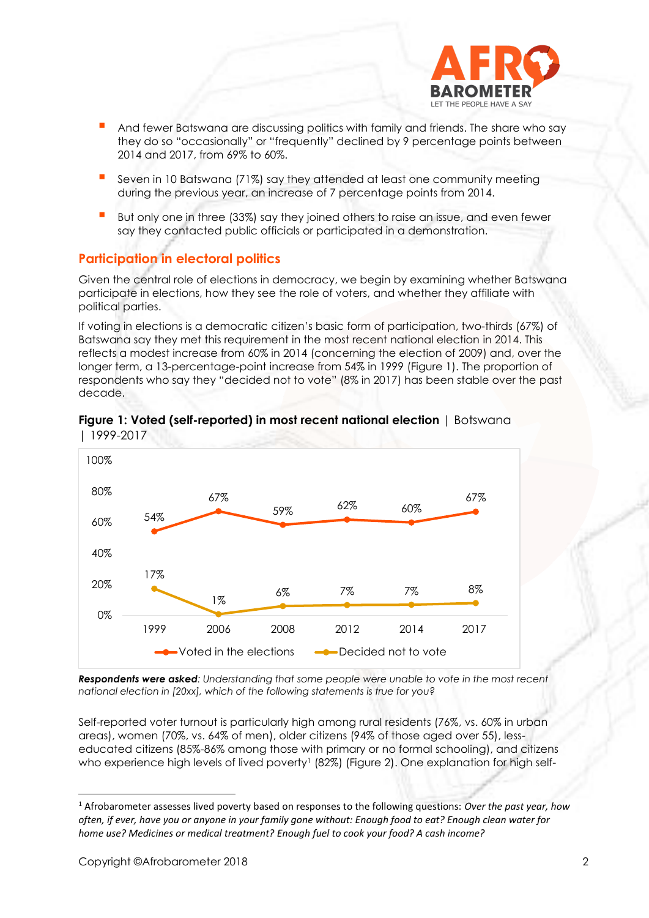- And fewer Batswana are discussing politics with family and friends. The share who say they do so "occasionally" or "frequently" declined by 9 percentage points between 2014 and 2017, from 69% to 60%.
- Seven in 10 Batswana (71%) say they attended at least one community meeting during the previous year, an increase of 7 percentage points from 2014.
- But only one in three (33%) say they joined others to raise an issue, and even fewer say they contacted public officials or participated in a demonstration.

## Participation in electoral politics

Given the central role of elections in democracy, we begin by examining whether Batswana participate in elections, how they see the role of voters, and whether they affiliate with political parties.

If voting in elections is a democratic citizen's basic form of participation, two-thirds (67%) of Batswana say they met this requirement in the most recent national election in 2014. This reflects a modest increase from 60% in 2014 (concerning the election of 2009) and, over the longer term, a 13-percentage-point increase from 54% in 1999 (Figure 1). The proportion of respondents who say they "decided not to vote" (8% in 2017) has been stable over the past decade.

**Figure 1: Voted (self-reported) in most recent national election** | Botswana | 1999-2017

| | 1999 | 2006 | 2008 | 2012 | 2014 | 2017 |
|---|---|---|---|---|---|---|
| Voted in the elections | 54% | 67% | 59% | 62% | 60% | 67% |
| Decided not to vote | 17% | 1% | 6% | 7% | 7% | 8% |

***Respondents were asked**: Understanding that some people were unable to vote in the most recent national election in [20xx], which of the following statements is true for you?*

Self-reported voter turnout is particularly high among rural residents (76%, vs. 60% in urban areas), women (70%, vs. 64% of men), older citizens (94% of those aged over 55), less-educated citizens (85%-86% among those with primary or no formal schooling), and citizens who experience high levels of lived poverty[1] (82%) (Figure 2). One explanation for high self-

[1] Afrobarometer assesses lived poverty based on responses to the following questions: *Over the past year, how often, if ever, have you or anyone in your family gone without: Enough food to eat? Enough clean water for home use? Medicines or medical treatment? Enough fuel to cook your food? A cash income?*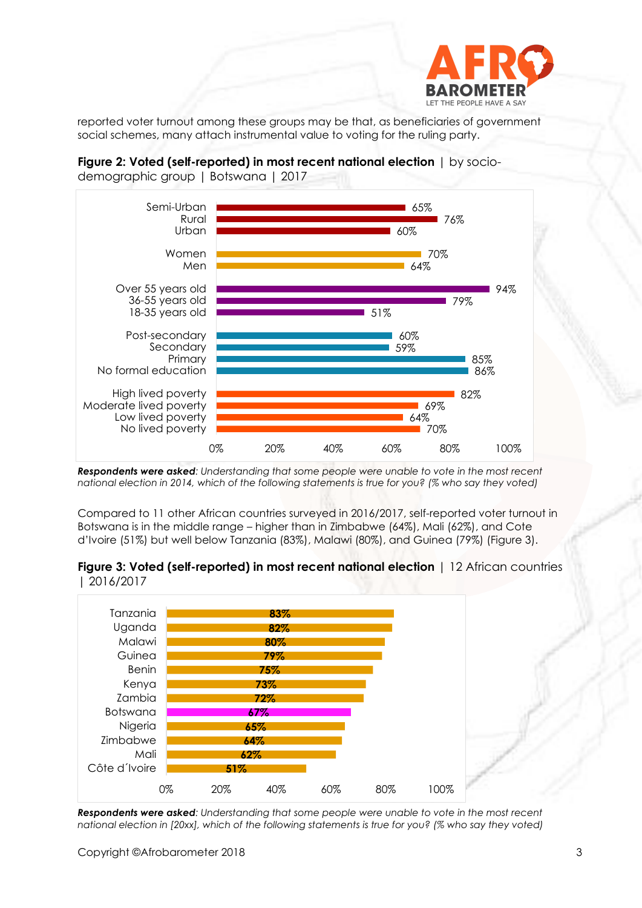reported voter turnout among these groups may be that, as beneficiaries of government social schemes, many attach instrumental value to voting for the ruling party.

**Figure 2: Voted (self-reported) in most recent national election** | by socio-demographic group | Botswana | 2017

| Group | Voted |
|---|---|
| Semi-Urban | 65% |
| Rural | 76% |
| Urban | 60% |
| Women | 70% |
| Men | 64% |
| Over 55 years old | 94% |
| 36-55 years old | 79% |
| 18-35 years old | 51% |
| Post-secondary | 60% |
| Secondary | 59% |
| Primary | 85% |
| No formal education | 86% |
| High lived poverty | 82% |
| Moderate lived poverty | 69% |
| Low lived poverty | 64% |
| No lived poverty | 70% |

***Respondents were asked**: Understanding that some people were unable to vote in the most recent national election in 2014, which of the following statements is true for you? (% who say they voted)*

Compared to 11 other African countries surveyed in 2016/2017, self-reported voter turnout in Botswana is in the middle range – higher than in Zimbabwe (64%), Mali (62%), and Cote d'Ivoire (51%) but well below Tanzania (83%), Malawi (80%), and Guinea (79%) (Figure 3).

**Figure 3: Voted (self-reported) in most recent national election** | 12 African countries | 2016/2017

| Country | Voted |
|---|---|
| Tanzania | 83% |
| Uganda | 82% |
| Malawi | 80% |
| Guinea | 79% |
| Benin | 75% |
| Kenya | 73% |
| Zambia | 72% |
| Botswana | 67% |
| Nigeria | 65% |
| Zimbabwe | 64% |
| Mali | 62% |
| Côte d´Ivoire | 51% |

***Respondents were asked**: Understanding that some people were unable to vote in the most recent national election in [20xx], which of the following statements is true for you? (% who say they voted)*

Copyright ©Afrobarometer 2018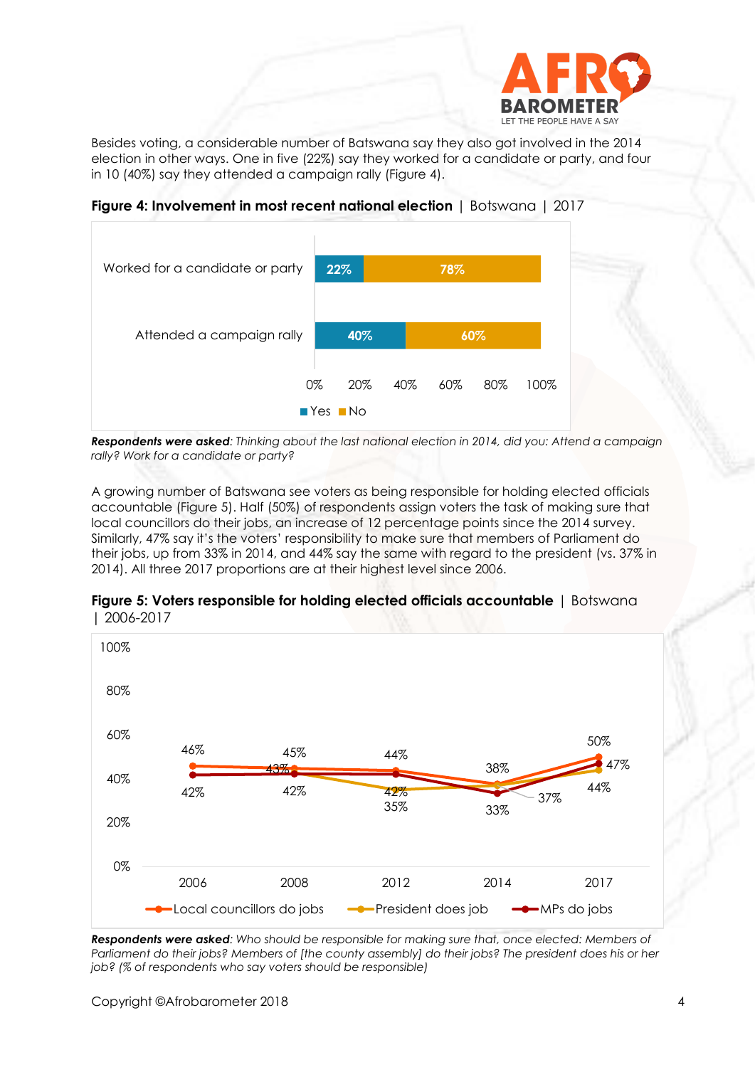Besides voting, a considerable number of Batswana say they also got involved in the 2014 election in other ways. One in five (22%) say they worked for a candidate or party, and four in 10 (40%) say they attended a campaign rally (Figure 4).

**Figure 4: Involvement in most recent national election** | Botswana | 2017

| | Yes | No |
|---|---|---|
| Worked for a candidate or party | 22% | 78% |
| Attended a campaign rally | 40% | 60% |

***Respondents were asked**: Thinking about the last national election in 2014, did you: Attend a campaign rally? Work for a candidate or party?*

A growing number of Batswana see voters as being responsible for holding elected officials accountable (Figure 5). Half (50%) of respondents assign voters the task of making sure that local councillors do their jobs, an increase of 12 percentage points since the 2014 survey. Similarly, 47% say it's the voters' responsibility to make sure that members of Parliament do their jobs, up from 33% in 2014, and 44% say the same with regard to the president (vs. 37% in 2014). All three 2017 proportions are at their highest level since 2006.

**Figure 5: Voters responsible for holding elected officials accountable** | Botswana | 2006-2017

| | 2006 | 2008 | 2012 | 2014 | 2017 |
|---|---|---|---|---|---|
| Local councillors do jobs | 46% | 45% | 44% | 38% | 50% |
| President does job | 42% | 43% | 35% | 37% | 44% |
| MPs do jobs | 42% | 42% | 42% | 33% | 47% |

***Respondents were asked**: Who should be responsible for making sure that, once elected: Members of Parliament do their jobs? Members of [the county assembly] do their jobs? The president does his or her job? (% of respondents who say voters should be responsible)*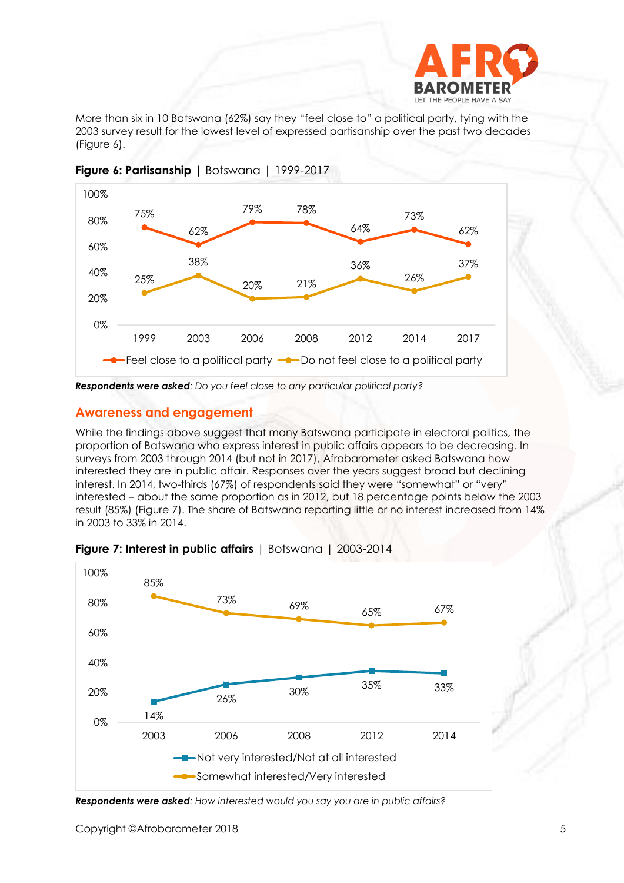More than six in 10 Batswana (62%) say they "feel close to" a political party, tying with the 2003 survey result for the lowest level of expressed partisanship over the past two decades (Figure 6).

**Figure 6: Partisanship** | Botswana | 1999-2017

| | 1999 | 2003 | 2006 | 2008 | 2012 | 2014 | 2017 |
|---|---|---|---|---|---|---|---|
| Feel close to a political party | 75% | 62% | 79% | 78% | 64% | 73% | 62% |
| Do not feel close to a political party | 25% | 38% | 20% | 21% | 36% | 26% | 37% |

***Respondents were asked**: Do you feel close to any particular political party?*

## Awareness and engagement

While the findings above suggest that many Batswana participate in electoral politics, the proportion of Batswana who express interest in public affairs appears to be decreasing. In surveys from 2003 through 2014 (but not in 2017), Afrobarometer asked Batswana how interested they are in public affair. Responses over the years suggest broad but declining interest. In 2014, two-thirds (67%) of respondents said they were "somewhat" or "very" interested – about the same proportion as in 2012, but 18 percentage points below the 2003 result (85%) (Figure 7). The share of Batswana reporting little or no interest increased from 14% in 2003 to 33% in 2014.

**Figure 7: Interest in public affairs** | Botswana | 2003-2014

| | 2003 | 2006 | 2008 | 2012 | 2014 |
|---|---|---|---|---|---|
| Not very interested/Not at all interested | 14% | 26% | 30% | 35% | 33% |
| Somewhat interested/Very interested | 85% | 73% | 69% | 65% | 67% |

***Respondents were asked**: How interested would you say you are in public affairs?*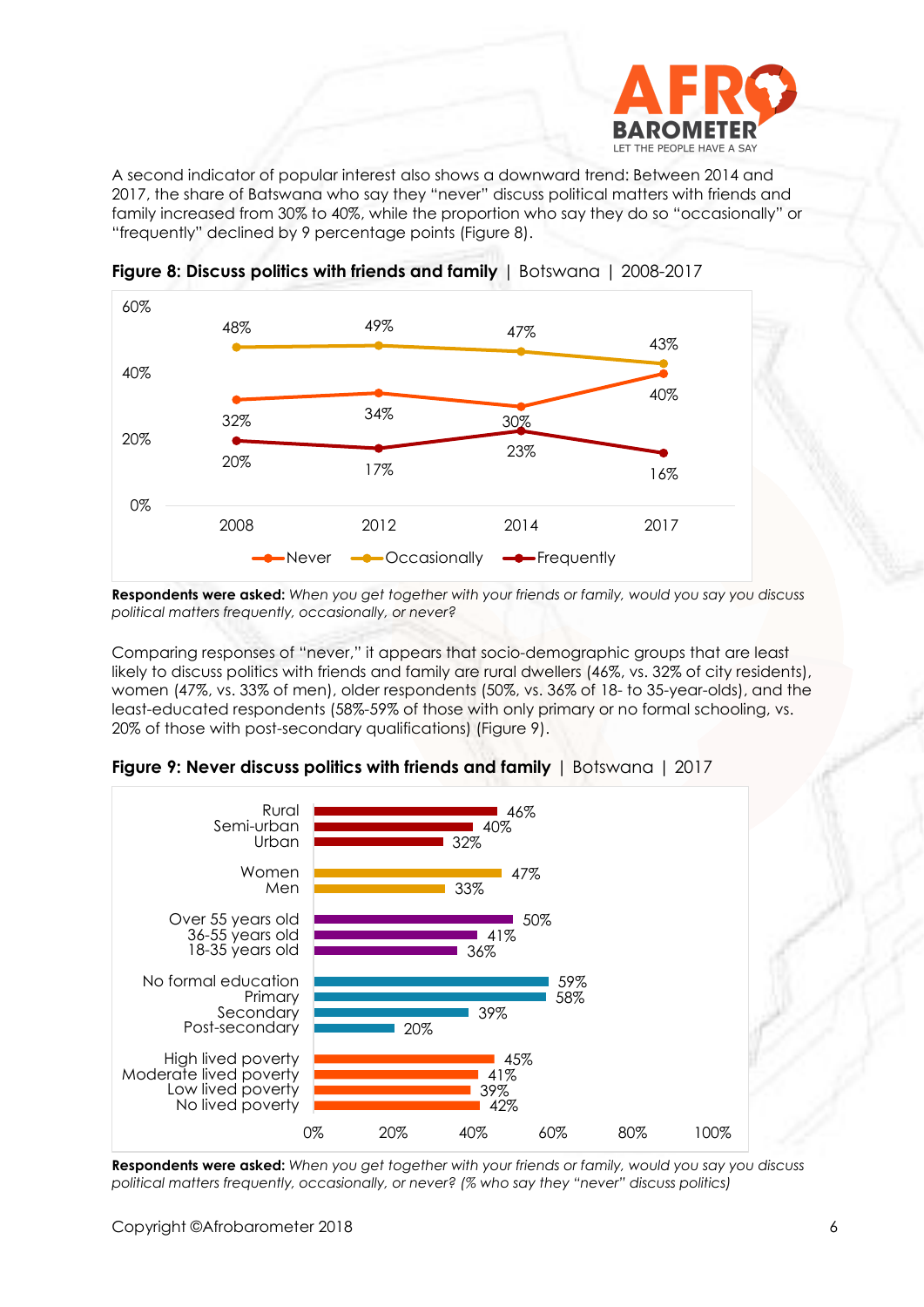A second indicator of popular interest also shows a downward trend: Between 2014 and 2017, the share of Batswana who say they "never" discuss political matters with friends and family increased from 30% to 40%, while the proportion who say they do so "occasionally" or "frequently" declined by 9 percentage points (Figure 8).

**Figure 8: Discuss politics with friends and family** | Botswana | 2008-2017

| | 2008 | 2012 | 2014 | 2017 |
|---|---|---|---|---|
| Never | 32% | 34% | 30% | 40% |
| Occasionally | 48% | 49% | 47% | 43% |
| Frequently | 20% | 17% | 23% | 16% |

**Respondents were asked:** *When you get together with your friends or family, would you say you discuss political matters frequently, occasionally, or never?*

Comparing responses of "never," it appears that socio-demographic groups that are least likely to discuss politics with friends and family are rural dwellers (46%, vs. 32% of city residents), women (47%, vs. 33% of men), older respondents (50%, vs. 36% of 18- to 35-year-olds), and the least-educated respondents (58%-59% of those with only primary or no formal schooling, vs. 20% of those with post-secondary qualifications) (Figure 9).

**Figure 9: Never discuss politics with friends and family** | Botswana | 2017

| Group | % |
|---|---|
| Rural | 46% |
| Semi-urban | 40% |
| Urban | 32% |
| Women | 47% |
| Men | 33% |
| Over 55 years old | 50% |
| 36-55 years old | 41% |
| 18-35 years old | 36% |
| No formal education | 59% |
| Primary | 58% |
| Secondary | 39% |
| Post-secondary | 20% |
| High lived poverty | 45% |
| Moderate lived poverty | 41% |
| Low lived poverty | 39% |
| No lived poverty | 42% |

**Respondents were asked:** *When you get together with your friends or family, would you say you discuss political matters frequently, occasionally, or never? (% who say they "never" discuss politics)*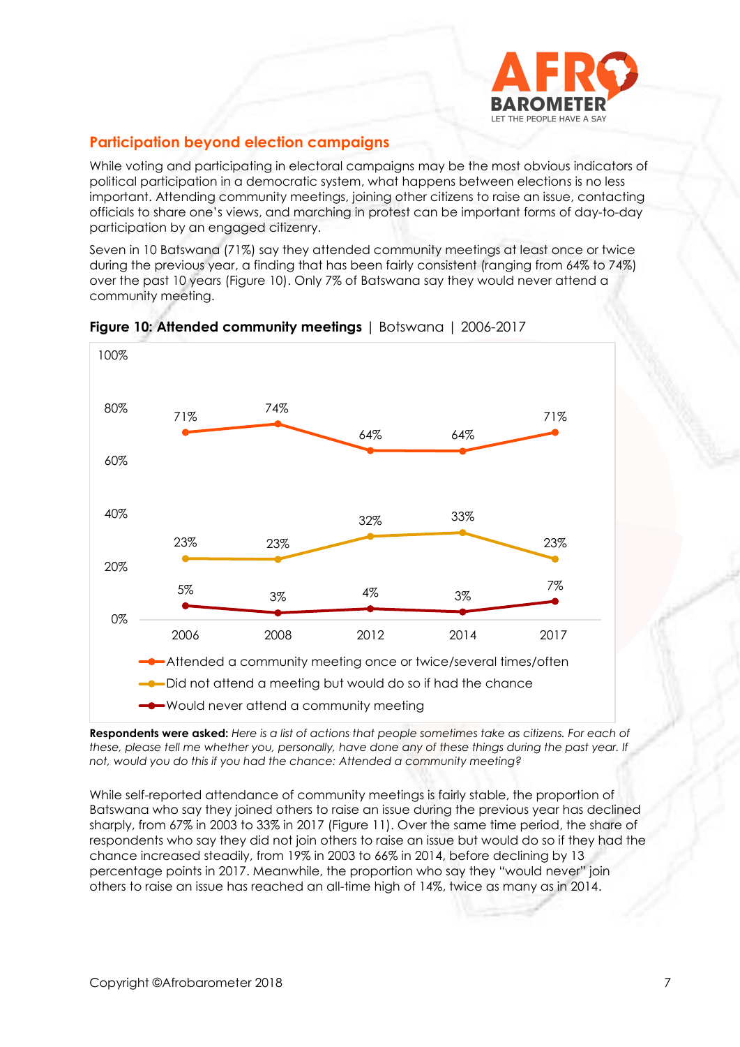## Participation beyond election campaigns

While voting and participating in electoral campaigns may be the most obvious indicators of political participation in a democratic system, what happens between elections is no less important. Attending community meetings, joining other citizens to raise an issue, contacting officials to share one's views, and marching in protest can be important forms of day-to-day participation by an engaged citizenry.

Seven in 10 Batswana (71%) say they attended community meetings at least once or twice during the previous year, a finding that has been fairly consistent (ranging from 64% to 74%) over the past 10 years (Figure 10). Only 7% of Batswana say they would never attend a community meeting.

**Figure 10: Attended community meetings** | Botswana | 2006-2017

| | 2006 | 2008 | 2012 | 2014 | 2017 |
|---|---|---|---|---|---|
| Attended a community meeting once or twice/several times/often | 71% | 74% | 64% | 64% | 71% |
| Did not attend a meeting but would do so if had the chance | 23% | 23% | 32% | 33% | 23% |
| Would never attend a community meeting | 5% | 3% | 4% | 3% | 7% |

**Respondents were asked:** *Here is a list of actions that people sometimes take as citizens. For each of these, please tell me whether you, personally, have done any of these things during the past year. If not, would you do this if you had the chance: Attended a community meeting?*

While self-reported attendance of community meetings is fairly stable, the proportion of Batswana who say they joined others to raise an issue during the previous year has declined sharply, from 67% in 2003 to 33% in 2017 (Figure 11). Over the same time period, the share of respondents who say they did not join others to raise an issue but would do so if they had the chance increased steadily, from 19% in 2003 to 66% in 2014, before declining by 13 percentage points in 2017. Meanwhile, the proportion who say they "would never" join others to raise an issue has reached an all-time high of 14%, twice as many as in 2014.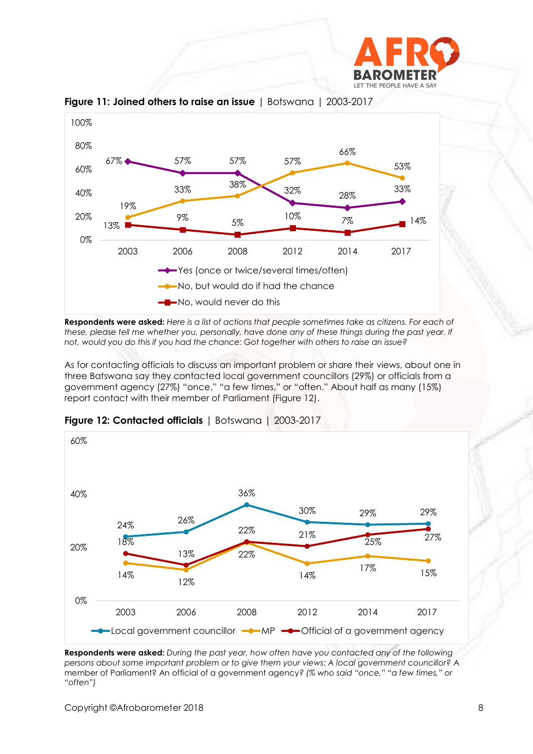**Figure 11: Joined others to raise an issue** | Botswana | 2003-2017

| | 2003 | 2006 | 2008 | 2012 | 2014 | 2017 |
|---|---|---|---|---|---|---|
| Yes (once or twice/several times/often) | 67% | 57% | 57% | 32% | 28% | 33% |
| No, but would do if had the chance | 19% | 33% | 38% | 57% | 66% | 53% |
| No, would never do this | 13% | 9% | 5% | 10% | 7% | 14% |

**Respondents were asked:** *Here is a list of actions that people sometimes take as citizens. For each of these, please tell me whether you, personally, have done any of these things during the past year. If not, would you do this if you had the chance: Got together with others to raise an issue?*

As for contacting officials to discuss an important problem or share their views, about one in three Batswana say they contacted local government councillors (29%) or officials from a government agency (27%) "once," "a few times," or "often." About half as many (15%) report contact with their member of Parliament (Figure 12).

**Figure 12: Contacted officials** | Botswana | 2003-2017

| | 2003 | 2006 | 2008 | 2012 | 2014 | 2017 |
|---|---|---|---|---|---|---|
| Local government councillor | 24% | 26% | 36% | 30% | 29% | 29% |
| MP | 14% | 12% | 22% | 14% | 17% | 15% |
| Official of a government agency | 18% | 13% | 22% | 21% | 25% | 27% |

**Respondents were asked:** *During the past year, how often have you contacted any of the following persons about some important problem or to give them your views: A local government councillor? A member of Parliament? An official of a government agency? (% who said "once," "a few times," or "often")*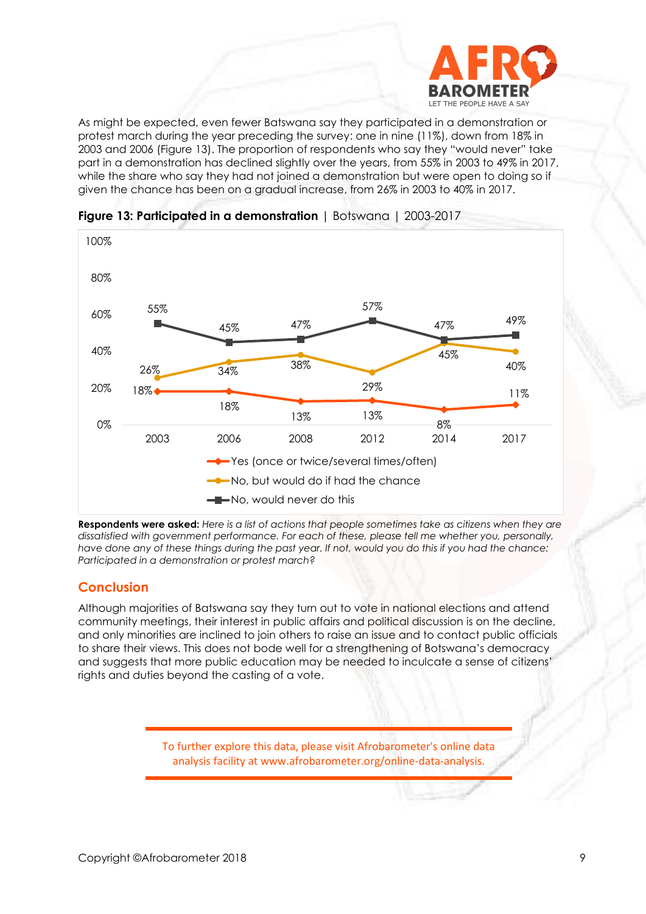As might be expected, even fewer Batswana say they participated in a demonstration or protest march during the year preceding the survey: one in nine (11%), down from 18% in 2003 and 2006 (Figure 13). The proportion of respondents who say they "would never" take part in a demonstration has declined slightly over the years, from 55% in 2003 to 49% in 2017, while the share who say they had not joined a demonstration but were open to doing so if given the chance has been on a gradual increase, from 26% in 2003 to 40% in 2017.

**Figure 13: Participated in a demonstration** | Botswana | 2003-2017

| | 2003 | 2006 | 2008 | 2012 | 2014 | 2017 |
|---|---|---|---|---|---|---|
| Yes (once or twice/several times/often) | 18% | 18% | 13% | 13% | 8% | 11% |
| No, but would do if had the chance | 26% | 34% | 38% | 29% | 45% | 40% |
| No, would never do this | 55% | 45% | 47% | 57% | 47% | 49% |

**Respondents were asked:** *Here is a list of actions that people sometimes take as citizens when they are dissatisfied with government performance. For each of these, please tell me whether you, personally, have done any of these things during the past year. If not, would you do this if you had the chance: Participated in a demonstration or protest march?*

## Conclusion

Although majorities of Batswana say they turn out to vote in national elections and attend community meetings, their interest in public affairs and political discussion is on the decline, and only minorities are inclined to join others to raise an issue and to contact public officials to share their views. This does not bode well for a strengthening of Botswana's democracy and suggests that more public education may be needed to inculcate a sense of citizens' rights and duties beyond the casting of a vote.

To further explore this data, please visit Afrobarometer's online data analysis facility at www.afrobarometer.org/online-data-analysis.

Copyright ©Afrobarometer 2018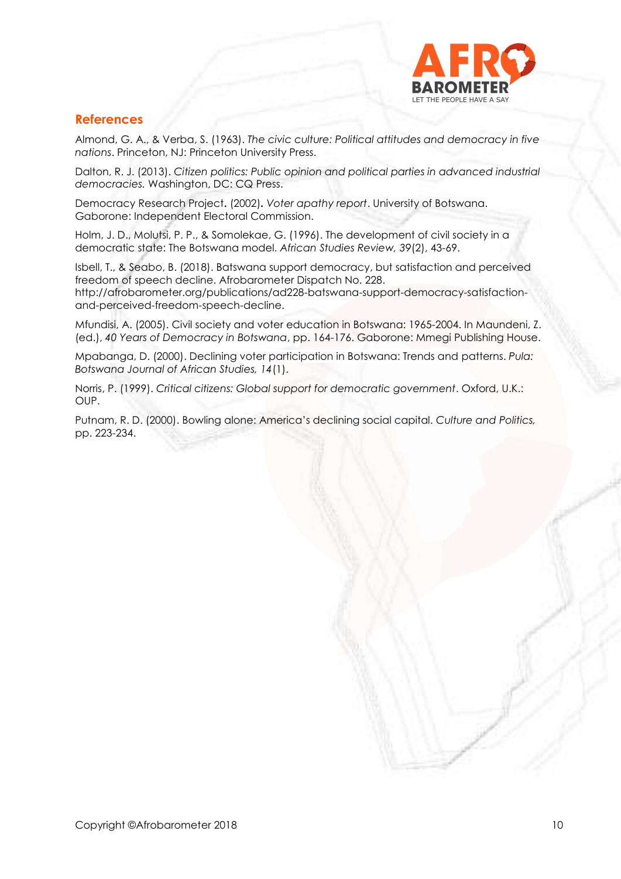## References

Almond, G. A., & Verba, S. (1963). *The civic culture: Political attitudes and democracy in five nations*. Princeton, NJ: Princeton University Press.

Dalton, R. J. (2013). *Citizen politics: Public opinion and political parties in advanced industrial democracies.* Washington, DC: CQ Press.

Democracy Research Project**.** (2002)**.** *Voter apathy report*. University of Botswana. Gaborone: Independent Electoral Commission.

Holm, J. D., Molutsi, P. P., & Somolekae, G. (1996). The development of civil society in a democratic state: The Botswana model. *African Studies Review, 39*(2), 43-69.

Isbell, T., & Seabo, B. (2018). Batswana support democracy, but satisfaction and perceived freedom of speech decline. Afrobarometer Dispatch No. 228. http://afrobarometer.org/publications/ad228-batswana-support-democracy-satisfaction-and-perceived-freedom-speech-decline.

Mfundisi, A. (2005). Civil society and voter education in Botswana: 1965-2004. In Maundeni, Z. (ed.), *40 Years of Democracy in Botswana*, pp. 164-176. Gaborone: Mmegi Publishing House.

Mpabanga, D. (2000). Declining voter participation in Botswana: Trends and patterns. *Pula: Botswana Journal of African Studies, 14*(1).

Norris, P. (1999). *Critical citizens: Global support for democratic government*. Oxford, U.K.: OUP.

Putnam, R. D. (2000). Bowling alone: America's declining social capital. *Culture and Politics,* pp. 223-234.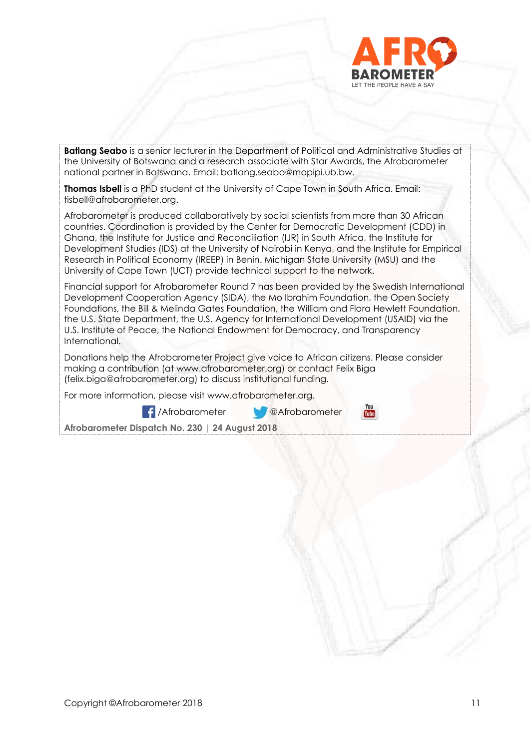**Batlang Seabo** is a senior lecturer in the Department of Political and Administrative Studies at the University of Botswana and a research associate with Star Awards, the Afrobarometer national partner in Botswana. Email: batlang.seabo@mopipi.ub.bw.

**Thomas Isbell** is a PhD student at the University of Cape Town in South Africa. Email: tisbell@afrobarometer.org.

Afrobarometer is produced collaboratively by social scientists from more than 30 African countries. Coordination is provided by the Center for Democratic Development (CDD) in Ghana, the Institute for Justice and Reconciliation (IJR) in South Africa, the Institute for Development Studies (IDS) at the University of Nairobi in Kenya, and the Institute for Empirical Research in Political Economy (IREEP) in Benin. Michigan State University (MSU) and the University of Cape Town (UCT) provide technical support to the network.

Financial support for Afrobarometer Round 7 has been provided by the Swedish International Development Cooperation Agency (SIDA), the Mo Ibrahim Foundation, the Open Society Foundations, the Bill & Melinda Gates Foundation, the William and Flora Hewlett Foundation, the U.S. State Department, the U.S. Agency for International Development (USAID) via the U.S. Institute of Peace, the National Endowment for Democracy, and Transparency International.

Donations help the Afrobarometer Project give voice to African citizens. Please consider making a contribution (at www.afrobarometer.org) or contact Felix Biga (felix.biga@afrobarometer.org) to discuss institutional funding.

For more information, please visit www.afrobarometer.org.

/Afrobarometer @Afrobarometer

**Afrobarometer Dispatch No. 230 | 24 August 2018**